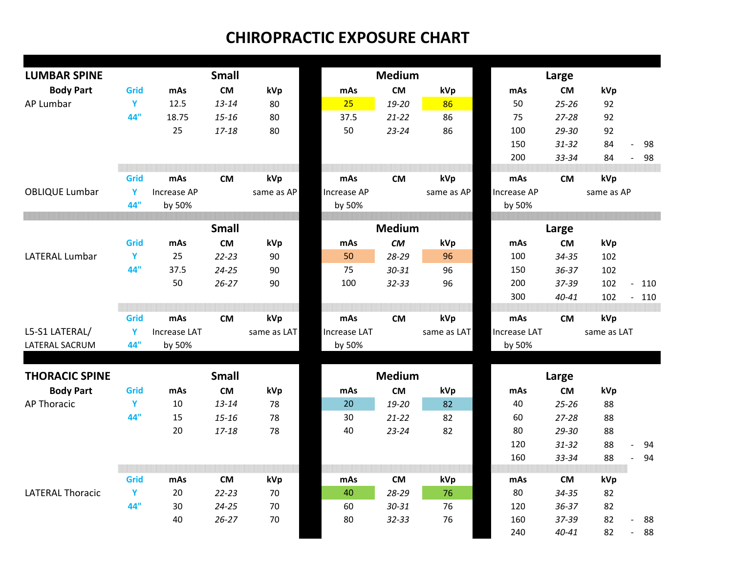# CHIROPRACTIC EXPOSURE CHART

## LUMBAR SPINE

| Body Part | Grid | Small mAs | Small CM | Small kVp | Medium mAs | Medium CM | Medium kVp | Large mAs | Large CM | Large kVp |
|---|---|---|---|---|---|---|---|---|---|---|
| AP Lumbar | Y | 12.5 | *13-14* | 80 | 25 | *19-20* | 86 | 50 | *25-26* | 92 |
| | 44" | 18.75 | *15-16* | 80 | 37.5 | *21-22* | 86 | 75 | *27-28* | 92 |
| | | 25 | *17-18* | 80 | 50 | *23-24* | 86 | 100 | *29-30* | 92 |
| | | | | | | | | 150 | *31-32* | 84 - 98 |
| | | | | | | | | 200 | *33-34* | 84 - 98 |

| Body Part | Grid | Small mAs | Small CM | Small kVp | Medium mAs | Medium CM | Medium kVp | Large mAs | Large CM | Large kVp |
|---|---|---|---|---|---|---|---|---|---|---|
| OBLIQUE Lumbar | Y | Increase AP | | same as AP | Increase AP | | same as AP | Increase AP | | same as AP |
| | 44" | by 50% | | | by 50% | | | by 50% | | |

| Body Part | Grid | Small mAs | Small CM | Small kVp | Medium mAs | Medium CM | Medium kVp | Large mAs | Large CM | Large kVp |
|---|---|---|---|---|---|---|---|---|---|---|
| LATERAL Lumbar | Y | 25 | *22-23* | 90 | 50 | *28-29* | 96 | 100 | *34-35* | 102 |
| | 44" | 37.5 | *24-25* | 90 | 75 | *30-31* | 96 | 150 | *36-37* | 102 |
| | | 50 | *26-27* | 90 | 100 | *32-33* | 96 | 200 | *37-39* | 102 - 110 |
| | | | | | | | | 300 | *40-41* | 102 - 110 |

| Body Part | Grid | Small mAs | Small CM | Small kVp | Medium mAs | Medium CM | Medium kVp | Large mAs | Large CM | Large kVp |
|---|---|---|---|---|---|---|---|---|---|---|
| L5-S1 LATERAL/ | Y | Increase LAT | | same as LAT | Increase LAT | | same as LAT | Increase LAT | | same as LAT |
| LATERAL SACRUM | 44" | by 50% | | | by 50% | | | by 50% | | |

## THORACIC SPINE

| Body Part | Grid | Small mAs | Small CM | Small kVp | Medium mAs | Medium CM | Medium kVp | Large mAs | Large CM | Large kVp |
|---|---|---|---|---|---|---|---|---|---|---|
| AP Thoracic | Y | 10 | *13-14* | 78 | 20 | *19-20* | 82 | 40 | *25-26* | 88 |
| | 44" | 15 | *15-16* | 78 | 30 | *21-22* | 82 | 60 | *27-28* | 88 |
| | | 20 | *17-18* | 78 | 40 | *23-24* | 82 | 80 | *29-30* | 88 |
| | | | | | | | | 120 | *31-32* | 88 - 94 |
| | | | | | | | | 160 | *33-34* | 88 - 94 |

| Body Part | Grid | Small mAs | Small CM | Small kVp | Medium mAs | Medium CM | Medium kVp | Large mAs | Large CM | Large kVp |
|---|---|---|---|---|---|---|---|---|---|---|
| LATERAL Thoracic | Y | 20 | *22-23* | 70 | 40 | *28-29* | 76 | 80 | *34-35* | 82 |
| | 44" | 30 | *24-25* | 70 | 60 | *30-31* | 76 | 120 | *36-37* | 82 |
| | | 40 | *26-27* | 70 | 80 | *32-33* | 76 | 160 | *37-39* | 82 - 88 |
| | | | | | | | | 240 | *40-41* | 82 - 88 |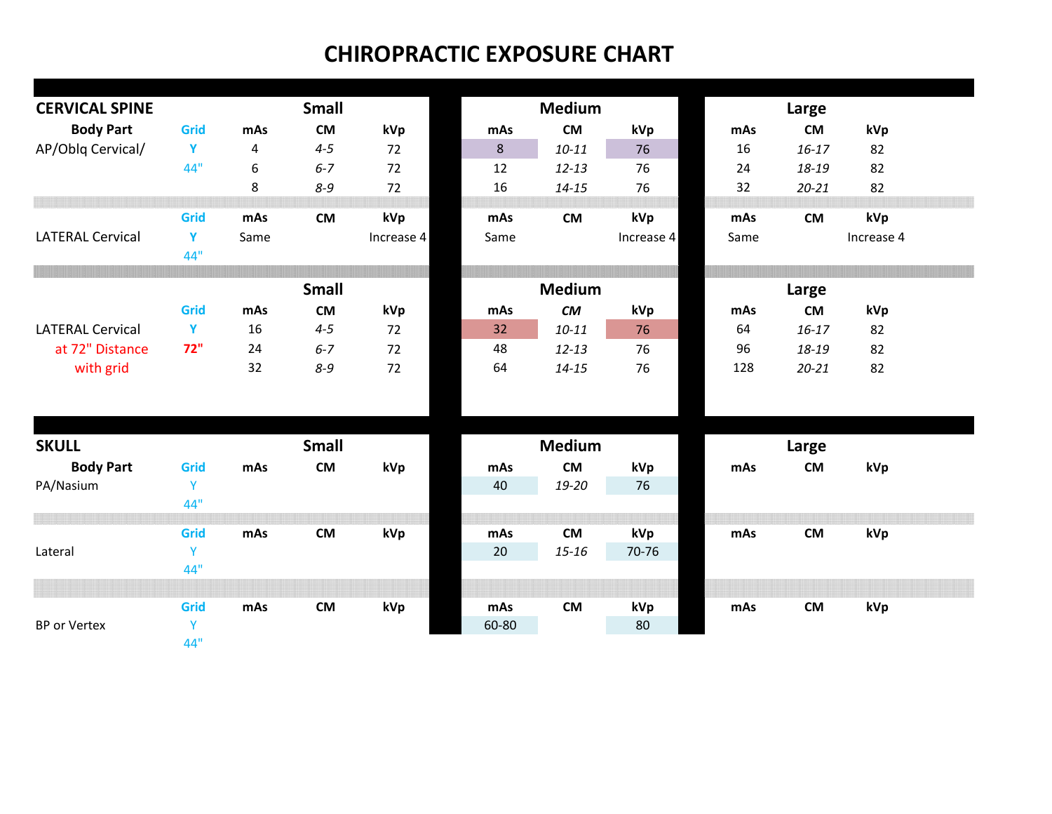# CHIROPRACTIC EXPOSURE CHART

## CERVICAL SPINE

| Body Part | Grid | Small mAs | Small CM | Small kVp | Medium mAs | Medium CM | Medium kVp | Large mAs | Large CM | Large kVp |
|---|---|---|---|---|---|---|---|---|---|---|
| AP/Oblq Cervical/ | Y | 4 | *4-5* | 72 | 8 | *10-11* | 76 | 16 | *16-17* | 82 |
| | 44" | 6 | *6-7* | 72 | 12 | *12-13* | 76 | 24 | *18-19* | 82 |
| | | 8 | *8-9* | 72 | 16 | *14-15* | 76 | 32 | *20-21* | 82 |

| | Grid | Small mAs | Small CM | Small kVp | Medium mAs | Medium CM | Medium kVp | Large mAs | Large CM | Large kVp |
|---|---|---|---|---|---|---|---|---|---|---|
| LATERAL Cervical | Y | Same | | Increase 4 | Same | | Increase 4 | Same | | Increase 4 |
| | 44" | | | | | | | | | |

| | Grid | Small mAs | Small CM | Small kVp | Medium mAs | Medium CM | Medium kVp | Large mAs | Large CM | Large kVp |
|---|---|---|---|---|---|---|---|---|---|---|
| LATERAL Cervical | Y | 16 | *4-5* | 72 | 32 | *10-11* | 76 | 64 | *16-17* | 82 |
| at 72" Distance | **72"** | 24 | *6-7* | 72 | 48 | *12-13* | 76 | 96 | *18-19* | 82 |
| with grid | | 32 | *8-9* | 72 | 64 | *14-15* | 76 | 128 | *20-21* | 82 |

## SKULL

| Body Part | Grid | Small mAs | Small CM | Small kVp | Medium mAs | Medium CM | Medium kVp | Large mAs | Large CM | Large kVp |
|---|---|---|---|---|---|---|---|---|---|---|
| PA/Nasium | Y | | | | 40 | *19-20* | 76 | | | |
| | 44" | | | | | | | | | |

| | Grid | Small mAs | Small CM | Small kVp | Medium mAs | Medium CM | Medium kVp | Large mAs | Large CM | Large kVp |
|---|---|---|---|---|---|---|---|---|---|---|
| Lateral | Y | | | | 20 | *15-16* | 70-76 | | | |
| | 44" | | | | | | | | | |

| | Grid | Small mAs | Small CM | Small kVp | Medium mAs | Medium CM | Medium kVp | Large mAs | Large CM | Large kVp |
|---|---|---|---|---|---|---|---|---|---|---|
| BP or Vertex | Y | | | | 60-80 | | 80 | | | |
| | 44" | | | | | | | | | |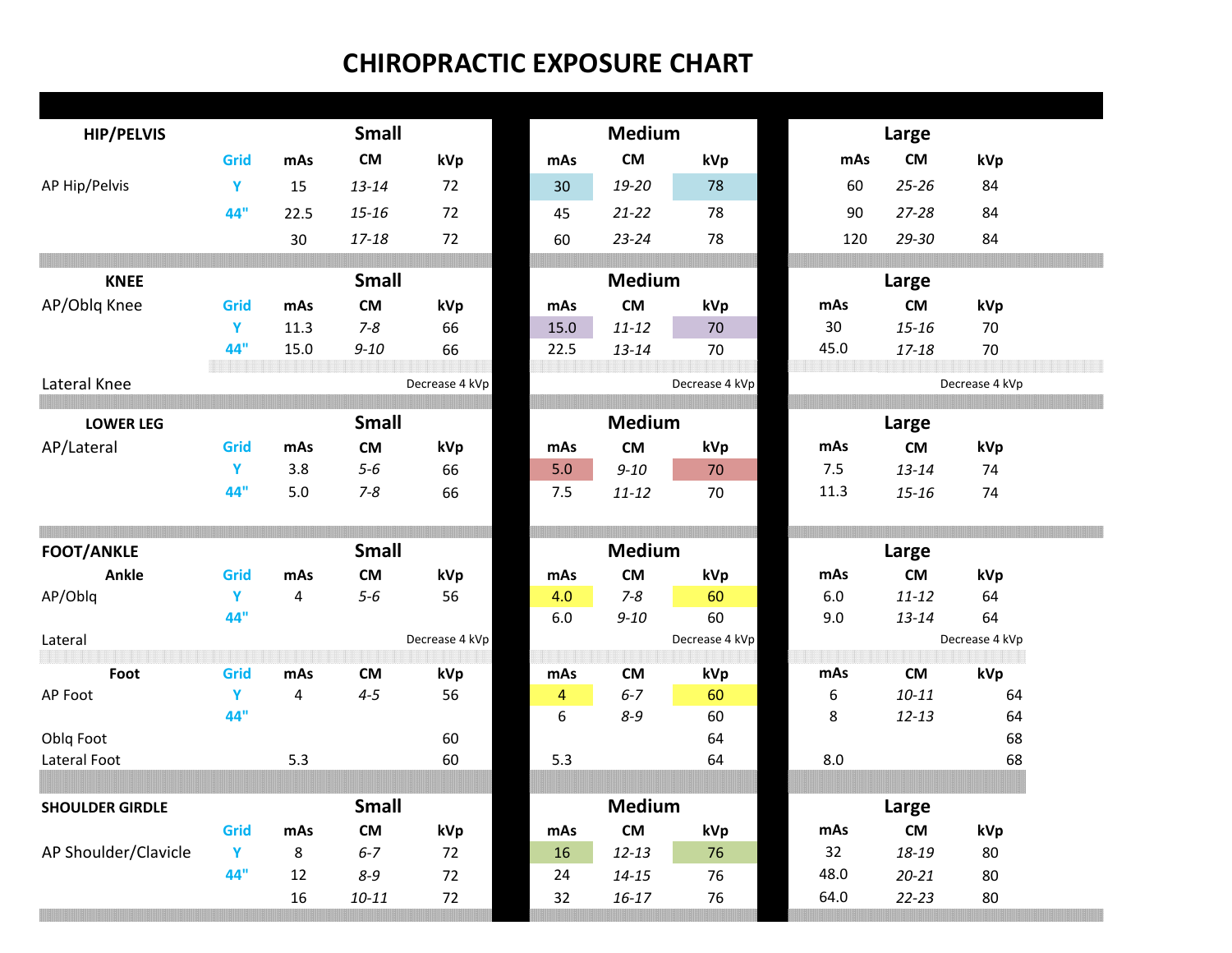# CHIROPRACTIC EXPOSURE CHART

| HIP/PELVIS | Grid | Small mAs | Small CM | Small kVp | Medium mAs | Medium CM | Medium kVp | Large mAs | Large CM | Large kVp |
|---|---|---|---|---|---|---|---|---|---|---|
| AP Hip/Pelvis | Y | 15 | *13-14* | 72 | 30 | *19-20* | 78 | 60 | *25-26* | 84 |
| | 44" | 22.5 | *15-16* | 72 | 45 | *21-22* | 78 | 90 | *27-28* | 84 |
| | | 30 | *17-18* | 72 | 60 | *23-24* | 78 | 120 | *29-30* | 84 |

| KNEE | Grid | Small mAs | Small CM | Small kVp | Medium mAs | Medium CM | Medium kVp | Large mAs | Large CM | Large kVp |
|---|---|---|---|---|---|---|---|---|---|---|
| AP/Oblq Knee | Y | 11.3 | *7-8* | 66 | 15.0 | *11-12* | 70 | 30 | *15-16* | 70 |
| | 44" | 15.0 | *9-10* | 66 | 22.5 | *13-14* | 70 | 45.0 | *17-18* | 70 |
| Lateral Knee | | | | Decrease 4 kVp | | | Decrease 4 kVp | | | Decrease 4 kVp |

| LOWER LEG | Grid | Small mAs | Small CM | Small kVp | Medium mAs | Medium CM | Medium kVp | Large mAs | Large CM | Large kVp |
|---|---|---|---|---|---|---|---|---|---|---|
| AP/Lateral | Y | 3.8 | *5-6* | 66 | 5.0 | *9-10* | 70 | 7.5 | *13-14* | 74 |
| | 44" | 5.0 | *7-8* | 66 | 7.5 | *11-12* | 70 | 11.3 | *15-16* | 74 |

| FOOT/ANKLE | Grid | Small mAs | Small CM | Small kVp | Medium mAs | Medium CM | Medium kVp | Large mAs | Large CM | Large kVp |
|---|---|---|---|---|---|---|---|---|---|---|
| **Ankle** | | | | | | | | | | |
| AP/Oblq | Y | 4 | *5-6* | 56 | 4.0 | *7-8* | 60 | 6.0 | *11-12* | 64 |
| | 44" | | | | 6.0 | *9-10* | 60 | 9.0 | *13-14* | 64 |
| Lateral | | | | Decrease 4 kVp | | | Decrease 4 kVp | | | Decrease 4 kVp |
| **Foot** | Grid | mAs | CM | kVp | mAs | CM | kVp | mAs | CM | kVp |
| AP Foot | Y | 4 | *4-5* | 56 | 4 | *6-7* | 60 | 6 | *10-11* | 64 |
| | 44" | | | | 6 | *8-9* | 60 | 8 | *12-13* | 64 |
| Oblq Foot | | | | 60 | | | 64 | | | 68 |
| Lateral Foot | | 5.3 | | 60 | 5.3 | | 64 | 8.0 | | 68 |

| SHOULDER GIRDLE | Grid | Small mAs | Small CM | Small kVp | Medium mAs | Medium CM | Medium kVp | Large mAs | Large CM | Large kVp |
|---|---|---|---|---|---|---|---|---|---|---|
| AP Shoulder/Clavicle | Y | 8 | *6-7* | 72 | 16 | *12-13* | 76 | 32 | *18-19* | 80 |
| | 44" | 12 | *8-9* | 72 | 24 | *14-15* | 76 | 48.0 | *20-21* | 80 |
| | | 16 | *10-11* | 72 | 32 | *16-17* | 76 | 64.0 | *22-23* | 80 |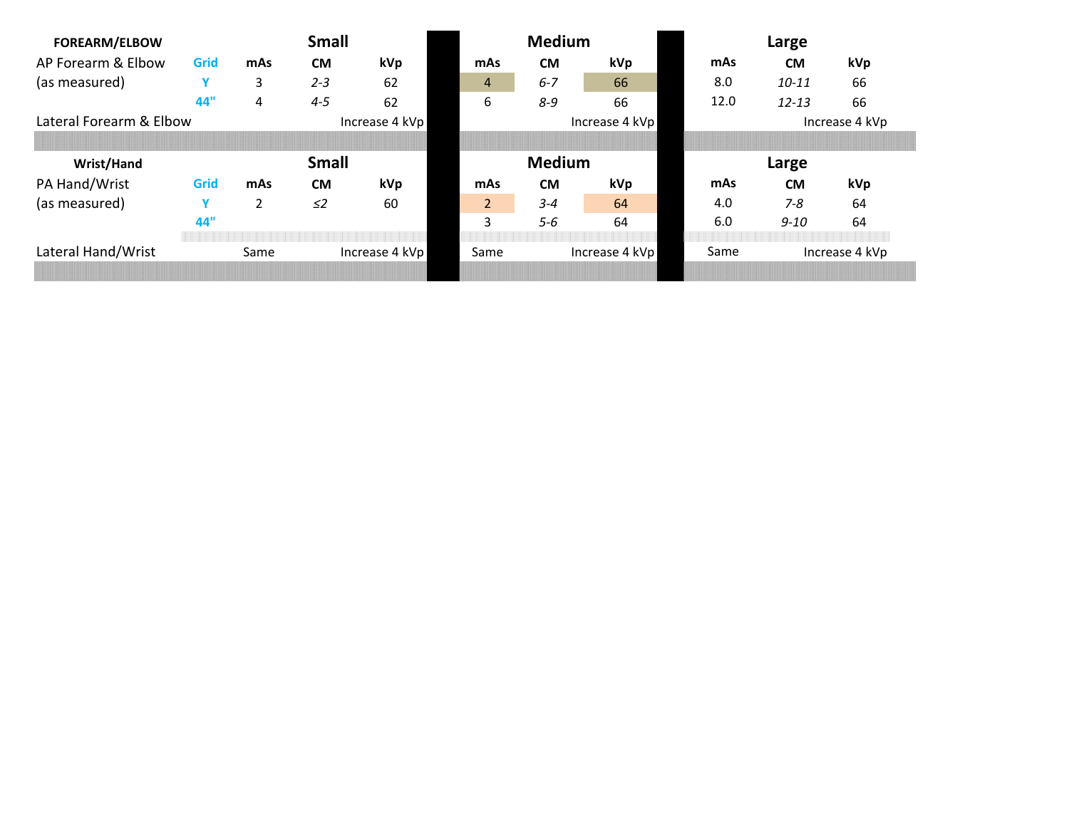| FOREARM/ELBOW | | Small | | | Medium | | | Large | | |
|---|---|---|---|---|---|---|---|---|---|---|
| AP Forearm & Elbow | Grid | mAs | CM | kVp | mAs | CM | kVp | mAs | CM | kVp |
| (as measured) | Y | 3 | *2-3* | 62 | 4 | *6-7* | 66 | 8.0 | *10-11* | 66 |
| | 44" | 4 | *4-5* | 62 | 6 | *8-9* | 66 | 12.0 | *12-13* | 66 |
| Lateral Forearm & Elbow | | | | Increase 4 kVp | | | Increase 4 kVp | | | Increase 4 kVp |

| Wrist/Hand | | Small | | | Medium | | | Large | | |
|---|---|---|---|---|---|---|---|---|---|---|
| PA Hand/Wrist | Grid | mAs | CM | kVp | mAs | CM | kVp | mAs | CM | kVp |
| (as measured) | Y | 2 | *≤2* | 60 | 2 | *3-4* | 64 | 4.0 | *7-8* | 64 |
| | 44" | | | | 3 | *5-6* | 64 | 6.0 | *9-10* | 64 |
| Lateral Hand/Wrist | | Same | | Increase 4 kVp | Same | | Increase 4 kVp | Same | | Increase 4 kVp |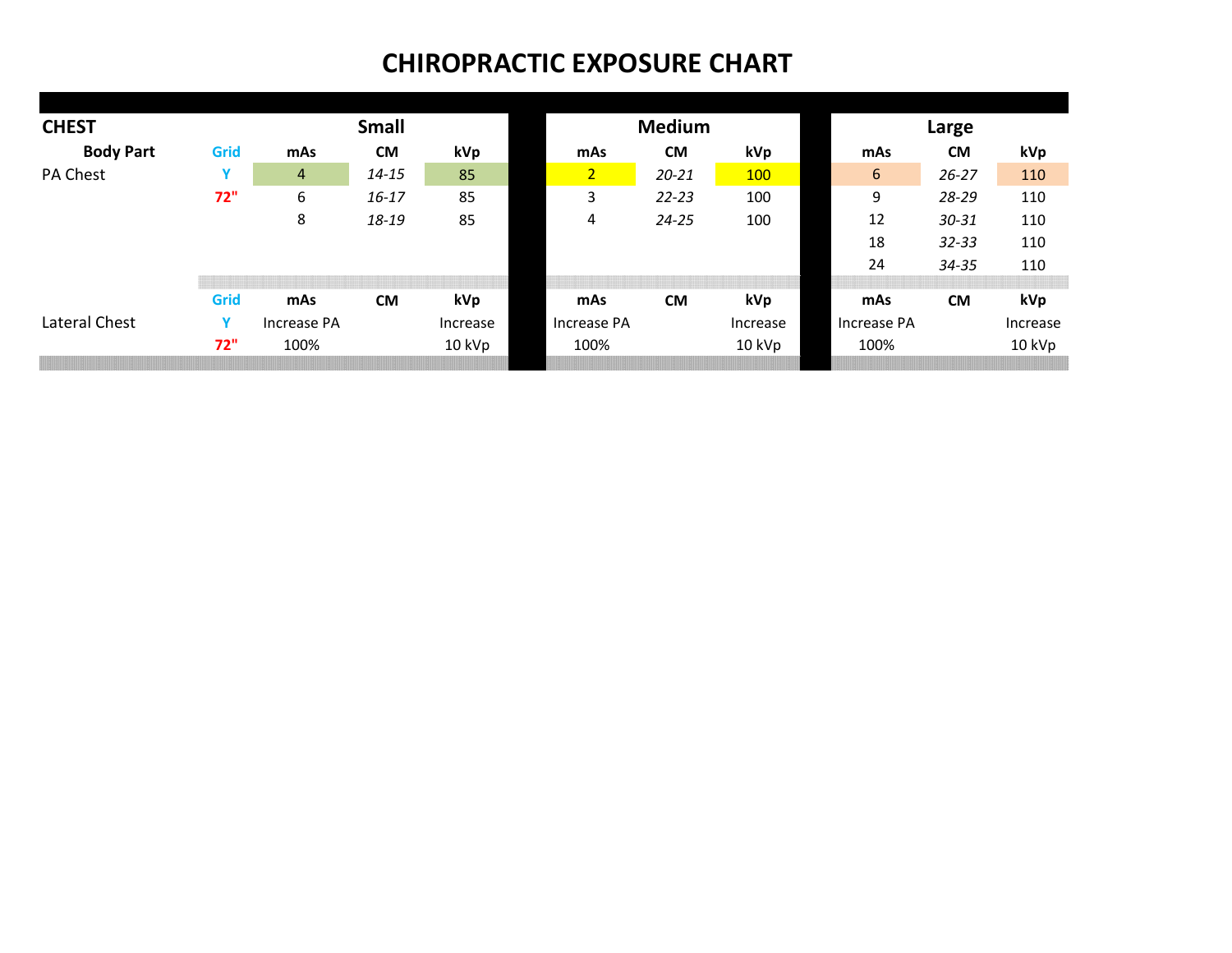# CHIROPRACTIC EXPOSURE CHART

| CHEST | | Small | | | Medium | | | Large | | |
|---|---|---|---|---|---|---|---|---|---|---|
| **Body Part** | **Grid** | **mAs** | **CM** | **kVp** | **mAs** | **CM** | **kVp** | **mAs** | **CM** | **kVp** |
| PA Chest | Y | 4 | *14-15* | 85 | 2 | *20-21* | 100 | 6 | *26-27* | 110 |
| | 72" | 6 | *16-17* | 85 | 3 | *22-23* | 100 | 9 | *28-29* | 110 |
| | | 8 | *18-19* | 85 | 4 | *24-25* | 100 | 12 | *30-31* | 110 |
| | | | | | | | | 18 | *32-33* | 110 |
| | | | | | | | | 24 | *34-35* | 110 |
| | **Grid** | **mAs** | **CM** | **kVp** | **mAs** | **CM** | **kVp** | **mAs** | **CM** | **kVp** |
| Lateral Chest | Y | Increase PA | | Increase | Increase PA | | Increase | Increase PA | | Increase |
| | 72" | 100% | | 10 kVp | 100% | | 10 kVp | 100% | | 10 kVp |